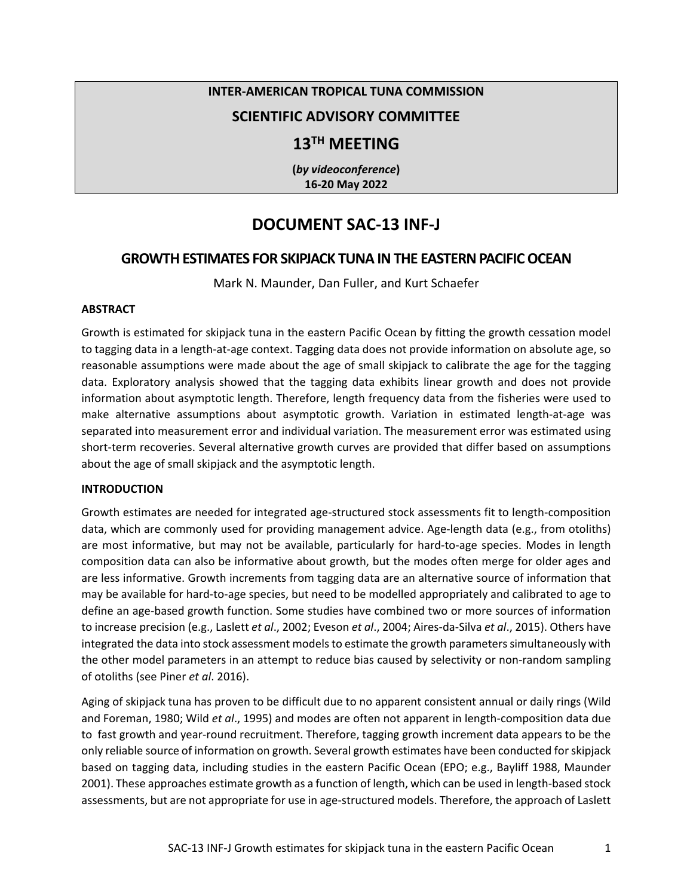**INTER-AMERICAN TROPICAL TUNA COMMISSION**

**SCIENTIFIC ADVISORY COMMITTEE**

**13TH MEETING**

**(*by videoconference*)**
**16-20 May 2022**

# DOCUMENT SAC-13 INF-J

## GROWTH ESTIMATES FOR SKIPJACK TUNA IN THE EASTERN PACIFIC OCEAN

Mark N. Maunder, Dan Fuller, and Kurt Schaefer

**ABSTRACT**

Growth is estimated for skipjack tuna in the eastern Pacific Ocean by fitting the growth cessation model to tagging data in a length-at-age context. Tagging data does not provide information on absolute age, so reasonable assumptions were made about the age of small skipjack to calibrate the age for the tagging data. Exploratory analysis showed that the tagging data exhibits linear growth and does not provide information about asymptotic length. Therefore, length frequency data from the fisheries were used to make alternative assumptions about asymptotic growth. Variation in estimated length-at-age was separated into measurement error and individual variation. The measurement error was estimated using short-term recoveries. Several alternative growth curves are provided that differ based on assumptions about the age of small skipjack and the asymptotic length.

**INTRODUCTION**

Growth estimates are needed for integrated age-structured stock assessments fit to length-composition data, which are commonly used for providing management advice. Age-length data (e.g., from otoliths) are most informative, but may not be available, particularly for hard-to-age species. Modes in length composition data can also be informative about growth, but the modes often merge for older ages and are less informative. Growth increments from tagging data are an alternative source of information that may be available for hard-to-age species, but need to be modelled appropriately and calibrated to age to define an age-based growth function. Some studies have combined two or more sources of information to increase precision (e.g., Laslett *et al*., 2002; Eveson *et al*., 2004; Aires-da-Silva *et al*., 2015). Others have integrated the data into stock assessment models to estimate the growth parameters simultaneously with the other model parameters in an attempt to reduce bias caused by selectivity or non-random sampling of otoliths (see Piner *et al*. 2016).

Aging of skipjack tuna has proven to be difficult due to no apparent consistent annual or daily rings (Wild and Foreman, 1980; Wild *et al*., 1995) and modes are often not apparent in length-composition data due to fast growth and year-round recruitment. Therefore, tagging growth increment data appears to be the only reliable source of information on growth. Several growth estimates have been conducted for skipjack based on tagging data, including studies in the eastern Pacific Ocean (EPO; e.g., Bayliff 1988, Maunder 2001). These approaches estimate growth as a function of length, which can be used in length-based stock assessments, but are not appropriate for use in age-structured models. Therefore, the approach of Laslett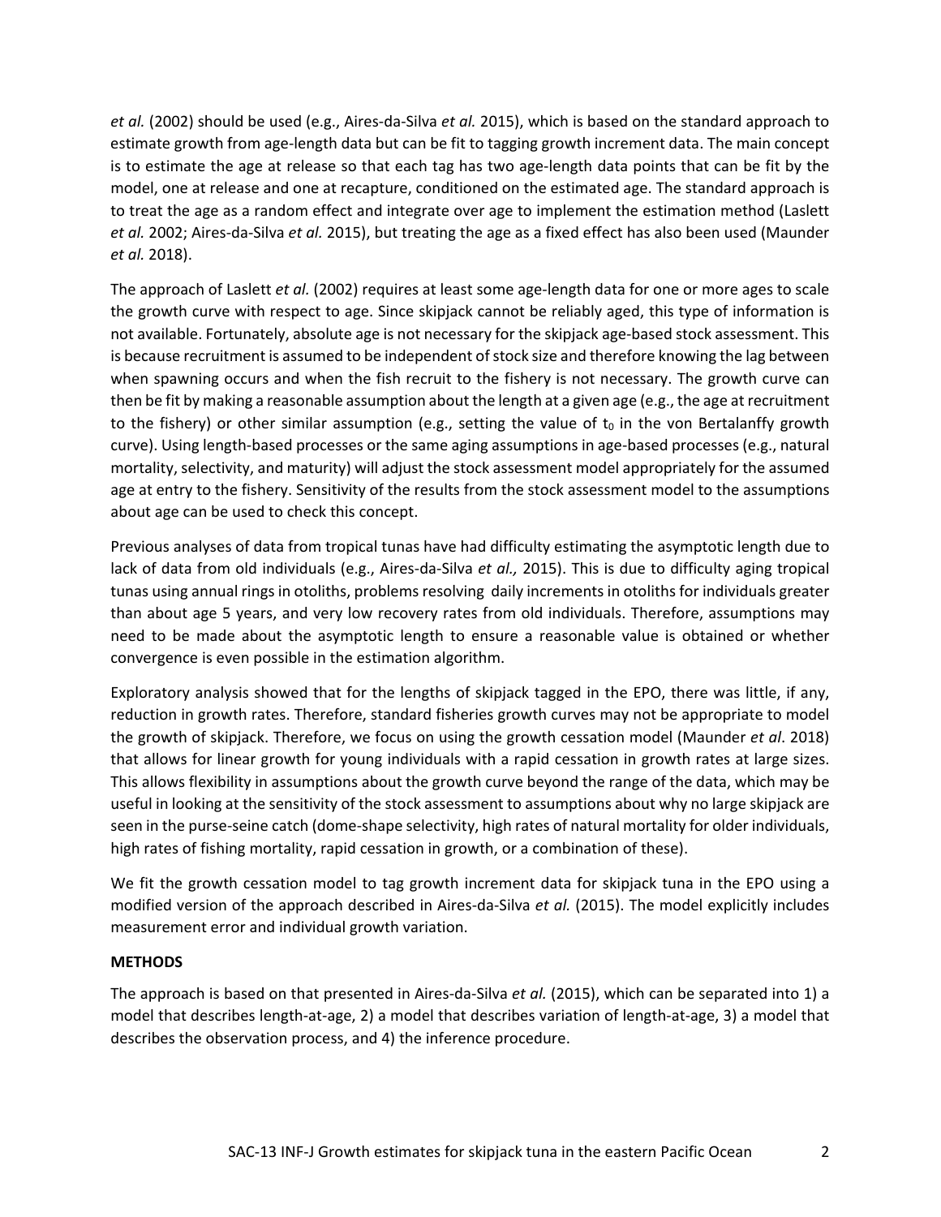*et al.* (2002) should be used (e.g., Aires-da-Silva *et al.* 2015), which is based on the standard approach to estimate growth from age-length data but can be fit to tagging growth increment data. The main concept is to estimate the age at release so that each tag has two age-length data points that can be fit by the model, one at release and one at recapture, conditioned on the estimated age. The standard approach is to treat the age as a random effect and integrate over age to implement the estimation method (Laslett *et al.* 2002; Aires-da-Silva *et al.* 2015), but treating the age as a fixed effect has also been used (Maunder *et al.* 2018).

The approach of Laslett *et al.* (2002) requires at least some age-length data for one or more ages to scale the growth curve with respect to age. Since skipjack cannot be reliably aged, this type of information is not available. Fortunately, absolute age is not necessary for the skipjack age-based stock assessment. This is because recruitment is assumed to be independent of stock size and therefore knowing the lag between when spawning occurs and when the fish recruit to the fishery is not necessary. The growth curve can then be fit by making a reasonable assumption about the length at a given age (e.g., the age at recruitment to the fishery) or other similar assumption (e.g., setting the value of $t_0$ in the von Bertalanffy growth curve). Using length-based processes or the same aging assumptions in age-based processes (e.g., natural mortality, selectivity, and maturity) will adjust the stock assessment model appropriately for the assumed age at entry to the fishery. Sensitivity of the results from the stock assessment model to the assumptions about age can be used to check this concept.

Previous analyses of data from tropical tunas have had difficulty estimating the asymptotic length due to lack of data from old individuals (e.g., Aires-da-Silva *et al.,* 2015). This is due to difficulty aging tropical tunas using annual rings in otoliths, problems resolving daily increments in otoliths for individuals greater than about age 5 years, and very low recovery rates from old individuals. Therefore, assumptions may need to be made about the asymptotic length to ensure a reasonable value is obtained or whether convergence is even possible in the estimation algorithm.

Exploratory analysis showed that for the lengths of skipjack tagged in the EPO, there was little, if any, reduction in growth rates. Therefore, standard fisheries growth curves may not be appropriate to model the growth of skipjack. Therefore, we focus on using the growth cessation model (Maunder *et al*. 2018) that allows for linear growth for young individuals with a rapid cessation in growth rates at large sizes. This allows flexibility in assumptions about the growth curve beyond the range of the data, which may be useful in looking at the sensitivity of the stock assessment to assumptions about why no large skipjack are seen in the purse-seine catch (dome-shape selectivity, high rates of natural mortality for older individuals, high rates of fishing mortality, rapid cessation in growth, or a combination of these).

We fit the growth cessation model to tag growth increment data for skipjack tuna in the EPO using a modified version of the approach described in Aires-da-Silva *et al.* (2015). The model explicitly includes measurement error and individual growth variation.

**METHODS**

The approach is based on that presented in Aires-da-Silva *et al.* (2015), which can be separated into 1) a model that describes length-at-age, 2) a model that describes variation of length-at-age, 3) a model that describes the observation process, and 4) the inference procedure.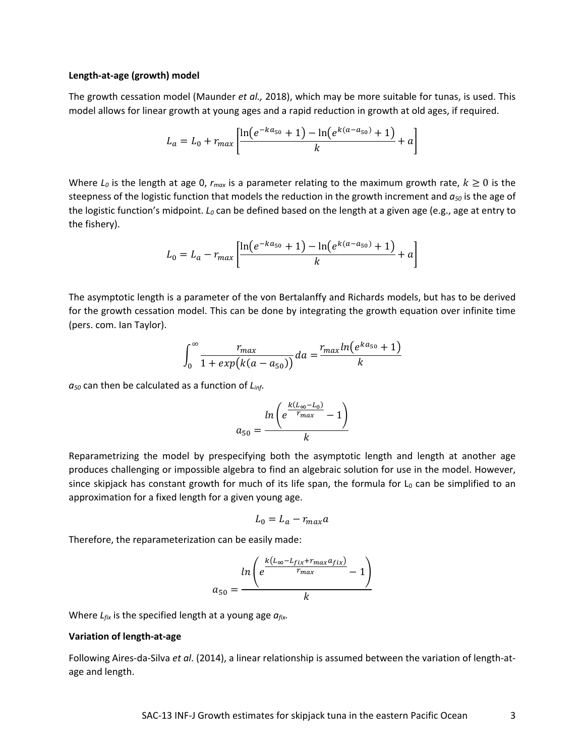### Length-at-age (growth) model

The growth cessation model (Maunder *et al.,* 2018), which may be more suitable for tunas, is used. This model allows for linear growth at young ages and a rapid reduction in growth at old ages, if required.

$$L_a = L_0 + r_{max}\left[\frac{\ln\left(e^{-ka_{50}}+1\right) - \ln\left(e^{k(a-a_{50})}+1\right)}{k} + a\right]$$

Where $L_0$ is the length at age 0, $r_{max}$ is a parameter relating to the maximum growth rate, $k \geq 0$ is the steepness of the logistic function that models the reduction in the growth increment and $a_{50}$ is the age of the logistic function's midpoint. $L_0$ can be defined based on the length at a given age (e.g., age at entry to the fishery).

$$L_0 = L_a - r_{max}\left[\frac{\ln\left(e^{-ka_{50}}+1\right) - \ln\left(e^{k(a-a_{50})}+1\right)}{k} + a\right]$$

The asymptotic length is a parameter of the von Bertalanffy and Richards models, but has to be derived for the growth cessation model. This can be done by integrating the growth equation over infinite time (pers. com. Ian Taylor).

$$\int_0^{\infty} \frac{r_{max}}{1+exp\left(k(a-a_{50})\right)}da = \frac{r_{max}ln\left(e^{ka_{50}}+1\right)}{k}$$

$a_{50}$ can then be calculated as a function of $L_{inf}$.

$$a_{50} = \frac{ln\left(e^{\frac{k(L_{\infty}-L_0)}{r_{max}}}-1\right)}{k}$$

Reparametrizing the model by prespecifying both the asymptotic length and length at another age produces challenging or impossible algebra to find an algebraic solution for use in the model. However, since skipjack has constant growth for much of its life span, the formula for $L_0$ can be simplified to an approximation for a fixed length for a given young age.

$$L_0 = L_a - r_{max}a$$

Therefore, the reparameterization can be easily made:

$$a_{50} = \frac{ln\left(e^{\frac{k\left(L_{\infty}-L_{fix}+r_{max}a_{fix}\right)}{r_{max}}}-1\right)}{k}$$

Where $L_{fix}$ is the specified length at a young age $a_{fix}$.

### Variation of length-at-age

Following Aires-da-Silva *et al*. (2014), a linear relationship is assumed between the variation of length-at-age and length.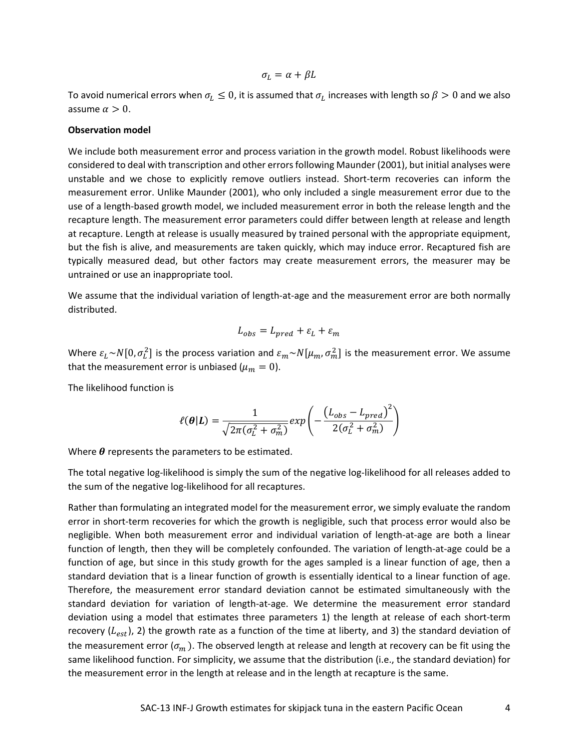$$\sigma_L = \alpha + \beta L$$

To avoid numerical errors when $\sigma_L \leq 0$, it is assumed that $\sigma_L$ increases with length so $\beta > 0$ and we also assume $\alpha > 0$.

**Observation model**

We include both measurement error and process variation in the growth model. Robust likelihoods were considered to deal with transcription and other errors following Maunder (2001), but initial analyses were unstable and we chose to explicitly remove outliers instead. Short-term recoveries can inform the measurement error. Unlike Maunder (2001), who only included a single measurement error due to the use of a length-based growth model, we included measurement error in both the release length and the recapture length. The measurement error parameters could differ between length at release and length at recapture. Length at release is usually measured by trained personal with the appropriate equipment, but the fish is alive, and measurements are taken quickly, which may induce error. Recaptured fish are typically measured dead, but other factors may create measurement errors, the measurer may be untrained or use an inappropriate tool.

We assume that the individual variation of length-at-age and the measurement error are both normally distributed.

$$L_{obs} = L_{pred} + \varepsilon_L + \varepsilon_m$$

Where $\varepsilon_L \sim N[0, \sigma_L^2]$ is the process variation and $\varepsilon_m \sim N[\mu_m, \sigma_m^2]$ is the measurement error. We assume that the measurement error is unbiased ($\mu_m = 0$).

The likelihood function is

$$\ell(\boldsymbol{\theta}|\boldsymbol{L}) = \frac{1}{\sqrt{2\pi(\sigma_L^2 + \sigma_m^2)}} exp\left(-\frac{\left(L_{obs} - L_{pred}\right)^2}{2(\sigma_L^2 + \sigma_m^2)}\right)$$

Where $\boldsymbol{\theta}$ represents the parameters to be estimated.

The total negative log-likelihood is simply the sum of the negative log-likelihood for all releases added to the sum of the negative log-likelihood for all recaptures.

Rather than formulating an integrated model for the measurement error, we simply evaluate the random error in short-term recoveries for which the growth is negligible, such that process error would also be negligible. When both measurement error and individual variation of length-at-age are both a linear function of length, then they will be completely confounded. The variation of length-at-age could be a function of age, but since in this study growth for the ages sampled is a linear function of age, then a standard deviation that is a linear function of growth is essentially identical to a linear function of age. Therefore, the measurement error standard deviation cannot be estimated simultaneously with the standard deviation for variation of length-at-age. We determine the measurement error standard deviation using a model that estimates three parameters 1) the length at release of each short-term recovery ($L_{est}$), 2) the growth rate as a function of the time at liberty, and 3) the standard deviation of the measurement error ($\sigma_m$ ). The observed length at release and length at recovery can be fit using the same likelihood function. For simplicity, we assume that the distribution (i.e., the standard deviation) for the measurement error in the length at release and in the length at recapture is the same.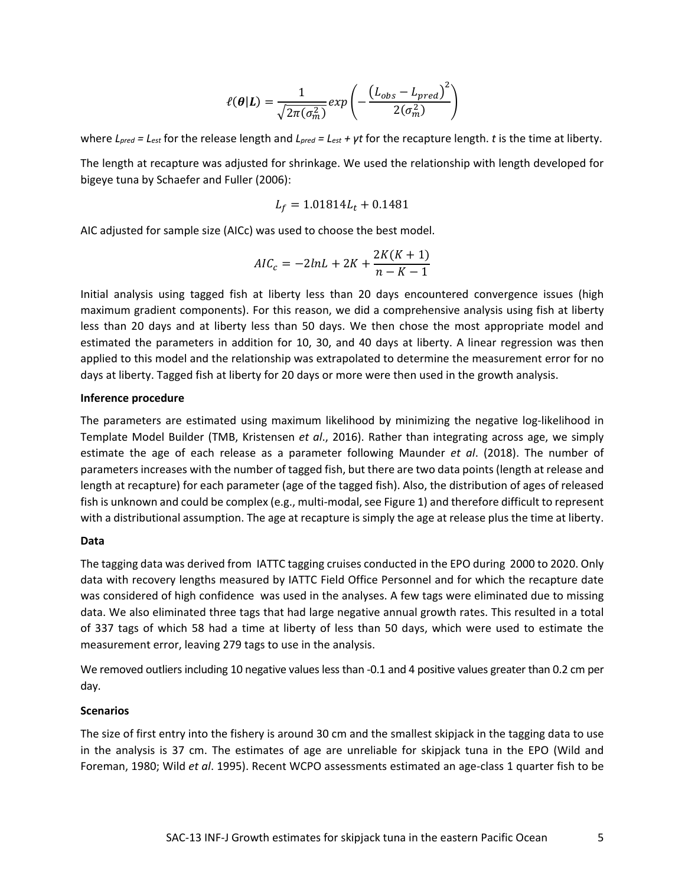$$\ell(\boldsymbol{\theta}|\boldsymbol{L}) = \frac{1}{\sqrt{2\pi(\sigma_m^2)}} exp\left(-\frac{\left(L_{obs} - L_{pred}\right)^2}{2(\sigma_m^2)}\right)$$

where $L_{pred} = L_{est}$ for the release length and $L_{pred} = L_{est} + \gamma t$ for the recapture length. $t$ is the time at liberty.

The length at recapture was adjusted for shrinkage. We used the relationship with length developed for bigeye tuna by Schaefer and Fuller (2006):

$$L_f = 1.01814L_t + 0.1481$$

AIC adjusted for sample size (AICc) was used to choose the best model.

$$AIC_c = -2lnL + 2K + \frac{2K(K+1)}{n-K-1}$$

Initial analysis using tagged fish at liberty less than 20 days encountered convergence issues (high maximum gradient components). For this reason, we did a comprehensive analysis using fish at liberty less than 20 days and at liberty less than 50 days. We then chose the most appropriate model and estimated the parameters in addition for 10, 30, and 40 days at liberty. A linear regression was then applied to this model and the relationship was extrapolated to determine the measurement error for no days at liberty. Tagged fish at liberty for 20 days or more were then used in the growth analysis.

**Inference procedure**

The parameters are estimated using maximum likelihood by minimizing the negative log-likelihood in Template Model Builder (TMB, Kristensen *et al*., 2016). Rather than integrating across age, we simply estimate the age of each release as a parameter following Maunder *et al*. (2018). The number of parameters increases with the number of tagged fish, but there are two data points (length at release and length at recapture) for each parameter (age of the tagged fish). Also, the distribution of ages of released fish is unknown and could be complex (e.g., multi-modal, see Figure 1) and therefore difficult to represent with a distributional assumption. The age at recapture is simply the age at release plus the time at liberty.

**Data**

The tagging data was derived from IATTC tagging cruises conducted in the EPO during 2000 to 2020. Only data with recovery lengths measured by IATTC Field Office Personnel and for which the recapture date was considered of high confidence was used in the analyses. A few tags were eliminated due to missing data. We also eliminated three tags that had large negative annual growth rates. This resulted in a total of 337 tags of which 58 had a time at liberty of less than 50 days, which were used to estimate the measurement error, leaving 279 tags to use in the analysis.

We removed outliers including 10 negative values less than -0.1 and 4 positive values greater than 0.2 cm per day.

**Scenarios**

The size of first entry into the fishery is around 30 cm and the smallest skipjack in the tagging data to use in the analysis is 37 cm. The estimates of age are unreliable for skipjack tuna in the EPO (Wild and Foreman, 1980; Wild *et al*. 1995). Recent WCPO assessments estimated an age-class 1 quarter fish to be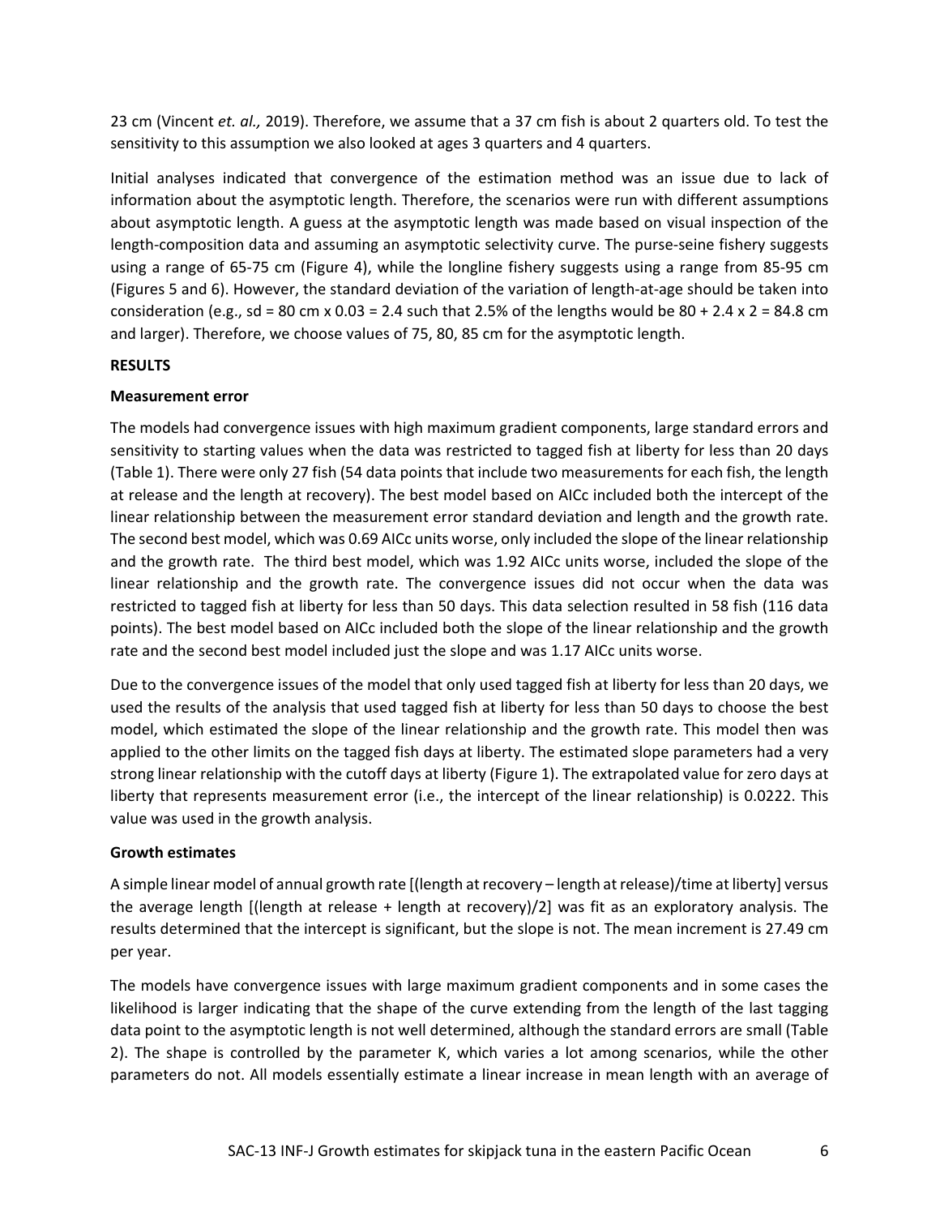23 cm (Vincent *et. al.,* 2019). Therefore, we assume that a 37 cm fish is about 2 quarters old. To test the sensitivity to this assumption we also looked at ages 3 quarters and 4 quarters.

Initial analyses indicated that convergence of the estimation method was an issue due to lack of information about the asymptotic length. Therefore, the scenarios were run with different assumptions about asymptotic length. A guess at the asymptotic length was made based on visual inspection of the length-composition data and assuming an asymptotic selectivity curve. The purse-seine fishery suggests using a range of 65-75 cm (Figure 4), while the longline fishery suggests using a range from 85-95 cm (Figures 5 and 6). However, the standard deviation of the variation of length-at-age should be taken into consideration (e.g., sd = 80 cm x 0.03 = 2.4 such that 2.5% of the lengths would be 80 + 2.4 x 2 = 84.8 cm and larger). Therefore, we choose values of 75, 80, 85 cm for the asymptotic length.

**RESULTS**

**Measurement error**

The models had convergence issues with high maximum gradient components, large standard errors and sensitivity to starting values when the data was restricted to tagged fish at liberty for less than 20 days (Table 1). There were only 27 fish (54 data points that include two measurements for each fish, the length at release and the length at recovery). The best model based on AICc included both the intercept of the linear relationship between the measurement error standard deviation and length and the growth rate. The second best model, which was 0.69 AICc units worse, only included the slope of the linear relationship and the growth rate. The third best model, which was 1.92 AICc units worse, included the slope of the linear relationship and the growth rate. The convergence issues did not occur when the data was restricted to tagged fish at liberty for less than 50 days. This data selection resulted in 58 fish (116 data points). The best model based on AICc included both the slope of the linear relationship and the growth rate and the second best model included just the slope and was 1.17 AICc units worse.

Due to the convergence issues of the model that only used tagged fish at liberty for less than 20 days, we used the results of the analysis that used tagged fish at liberty for less than 50 days to choose the best model, which estimated the slope of the linear relationship and the growth rate. This model then was applied to the other limits on the tagged fish days at liberty. The estimated slope parameters had a very strong linear relationship with the cutoff days at liberty (Figure 1). The extrapolated value for zero days at liberty that represents measurement error (i.e., the intercept of the linear relationship) is 0.0222. This value was used in the growth analysis.

**Growth estimates**

A simple linear model of annual growth rate [(length at recovery – length at release)/time at liberty] versus the average length [(length at release + length at recovery)/2] was fit as an exploratory analysis. The results determined that the intercept is significant, but the slope is not. The mean increment is 27.49 cm per year.

The models have convergence issues with large maximum gradient components and in some cases the likelihood is larger indicating that the shape of the curve extending from the length of the last tagging data point to the asymptotic length is not well determined, although the standard errors are small (Table 2). The shape is controlled by the parameter K, which varies a lot among scenarios, while the other parameters do not. All models essentially estimate a linear increase in mean length with an average of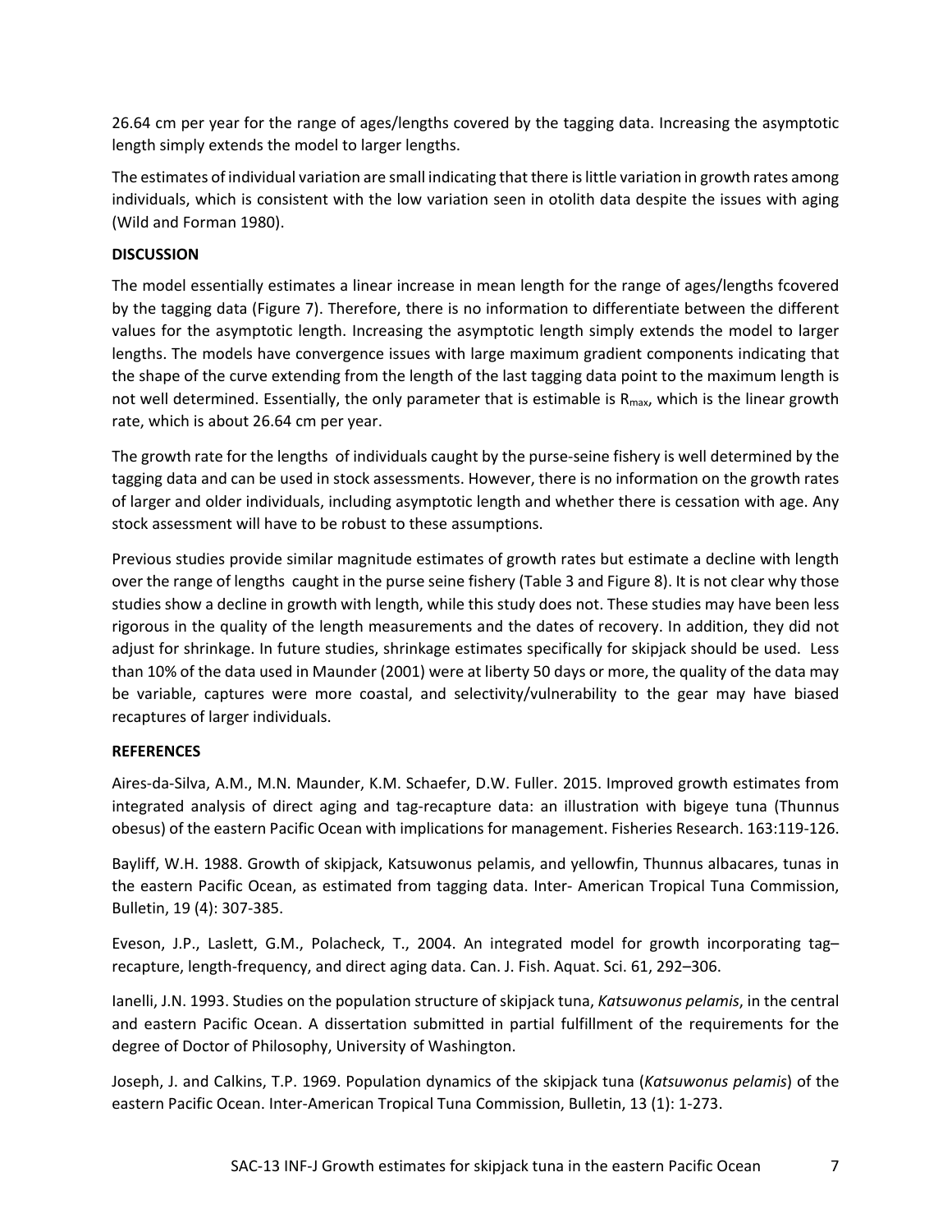26.64 cm per year for the range of ages/lengths covered by the tagging data. Increasing the asymptotic length simply extends the model to larger lengths.

The estimates of individual variation are small indicating that there is little variation in growth rates among individuals, which is consistent with the low variation seen in otolith data despite the issues with aging (Wild and Forman 1980).

**DISCUSSION**

The model essentially estimates a linear increase in mean length for the range of ages/lengths fcovered by the tagging data (Figure 7). Therefore, there is no information to differentiate between the different values for the asymptotic length. Increasing the asymptotic length simply extends the model to larger lengths. The models have convergence issues with large maximum gradient components indicating that the shape of the curve extending from the length of the last tagging data point to the maximum length is not well determined. Essentially, the only parameter that is estimable is $R_{max}$, which is the linear growth rate, which is about 26.64 cm per year.

The growth rate for the lengths of individuals caught by the purse-seine fishery is well determined by the tagging data and can be used in stock assessments. However, there is no information on the growth rates of larger and older individuals, including asymptotic length and whether there is cessation with age. Any stock assessment will have to be robust to these assumptions.

Previous studies provide similar magnitude estimates of growth rates but estimate a decline with length over the range of lengths caught in the purse seine fishery (Table 3 and Figure 8). It is not clear why those studies show a decline in growth with length, while this study does not. These studies may have been less rigorous in the quality of the length measurements and the dates of recovery. In addition, they did not adjust for shrinkage. In future studies, shrinkage estimates specifically for skipjack should be used. Less than 10% of the data used in Maunder (2001) were at liberty 50 days or more, the quality of the data may be variable, captures were more coastal, and selectivity/vulnerability to the gear may have biased recaptures of larger individuals.

**REFERENCES**

Aires-da-Silva, A.M., M.N. Maunder, K.M. Schaefer, D.W. Fuller. 2015. Improved growth estimates from integrated analysis of direct aging and tag-recapture data: an illustration with bigeye tuna (Thunnus obesus) of the eastern Pacific Ocean with implications for management. Fisheries Research. 163:119-126.

Bayliff, W.H. 1988. Growth of skipjack, Katsuwonus pelamis, and yellowfin, Thunnus albacares, tunas in the eastern Pacific Ocean, as estimated from tagging data. Inter- American Tropical Tuna Commission, Bulletin, 19 (4): 307-385.

Eveson, J.P., Laslett, G.M., Polacheck, T., 2004. An integrated model for growth incorporating tag–recapture, length-frequency, and direct aging data. Can. J. Fish. Aquat. Sci. 61, 292–306.

Ianelli, J.N. 1993. Studies on the population structure of skipjack tuna, *Katsuwonus pelamis*, in the central and eastern Pacific Ocean. A dissertation submitted in partial fulfillment of the requirements for the degree of Doctor of Philosophy, University of Washington.

Joseph, J. and Calkins, T.P. 1969. Population dynamics of the skipjack tuna (*Katsuwonus pelamis*) of the eastern Pacific Ocean. Inter-American Tropical Tuna Commission, Bulletin, 13 (1): 1-273.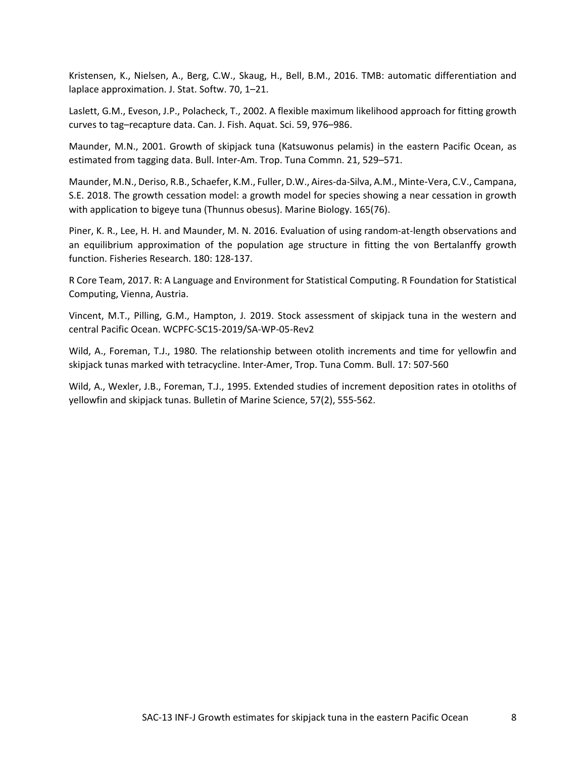Kristensen, K., Nielsen, A., Berg, C.W., Skaug, H., Bell, B.M., 2016. TMB: automatic differentiation and laplace approximation. J. Stat. Softw. 70, 1–21.

Laslett, G.M., Eveson, J.P., Polacheck, T., 2002. A flexible maximum likelihood approach for fitting growth curves to tag–recapture data. Can. J. Fish. Aquat. Sci. 59, 976–986.

Maunder, M.N., 2001. Growth of skipjack tuna (Katsuwonus pelamis) in the eastern Pacific Ocean, as estimated from tagging data. Bull. Inter-Am. Trop. Tuna Commn. 21, 529–571.

Maunder, M.N., Deriso, R.B., Schaefer, K.M., Fuller, D.W., Aires-da-Silva, A.M., Minte-Vera, C.V., Campana, S.E. 2018. The growth cessation model: a growth model for species showing a near cessation in growth with application to bigeye tuna (Thunnus obesus). Marine Biology. 165(76).

Piner, K. R., Lee, H. H. and Maunder, M. N. 2016. Evaluation of using random-at-length observations and an equilibrium approximation of the population age structure in fitting the von Bertalanffy growth function. Fisheries Research. 180: 128-137.

R Core Team, 2017. R: A Language and Environment for Statistical Computing. R Foundation for Statistical Computing, Vienna, Austria.

Vincent, M.T., Pilling, G.M., Hampton, J. 2019. Stock assessment of skipjack tuna in the western and central Pacific Ocean. WCPFC-SC15-2019/SA-WP-05-Rev2

Wild, A., Foreman, T.J., 1980. The relationship between otolith increments and time for yellowfin and skipjack tunas marked with tetracycline. Inter-Amer, Trop. Tuna Comm. Bull. 17: 507-560

Wild, A., Wexler, J.B., Foreman, T.J., 1995. Extended studies of increment deposition rates in otoliths of yellowfin and skipjack tunas. Bulletin of Marine Science, 57(2), 555-562.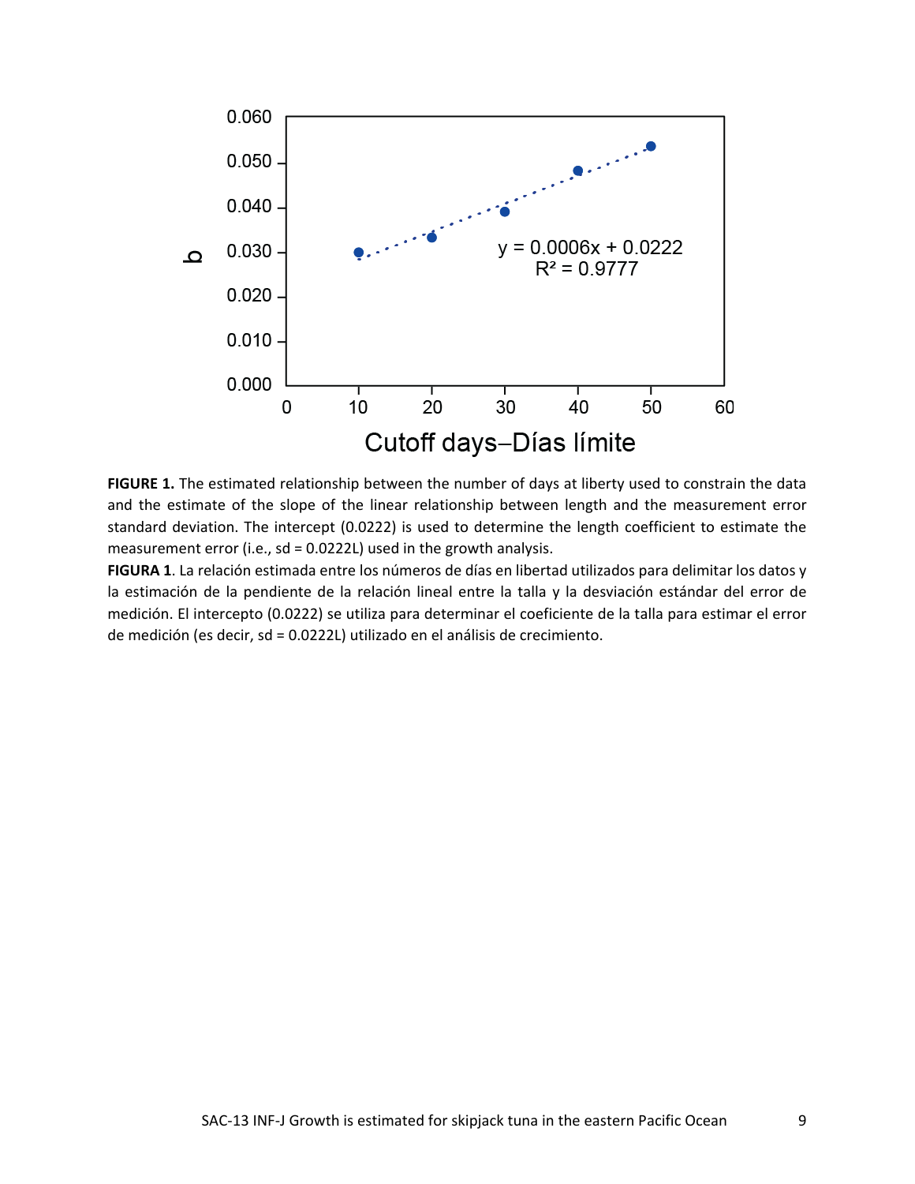**FIGURE 1.** The estimated relationship between the number of days at liberty used to constrain the data and the estimate of the slope of the linear relationship between length and the measurement error standard deviation. The intercept (0.0222) is used to determine the length coefficient to estimate the measurement error (i.e., sd = 0.0222L) used in the growth analysis.

**FIGURA 1**. La relación estimada entre los números de días en libertad utilizados para delimitar los datos y la estimación de la pendiente de la relación lineal entre la talla y la desviación estándar del error de medición. El intercepto (0.0222) se utiliza para determinar el coeficiente de la talla para estimar el error de medición (es decir, sd = 0.0222L) utilizado en el análisis de crecimiento.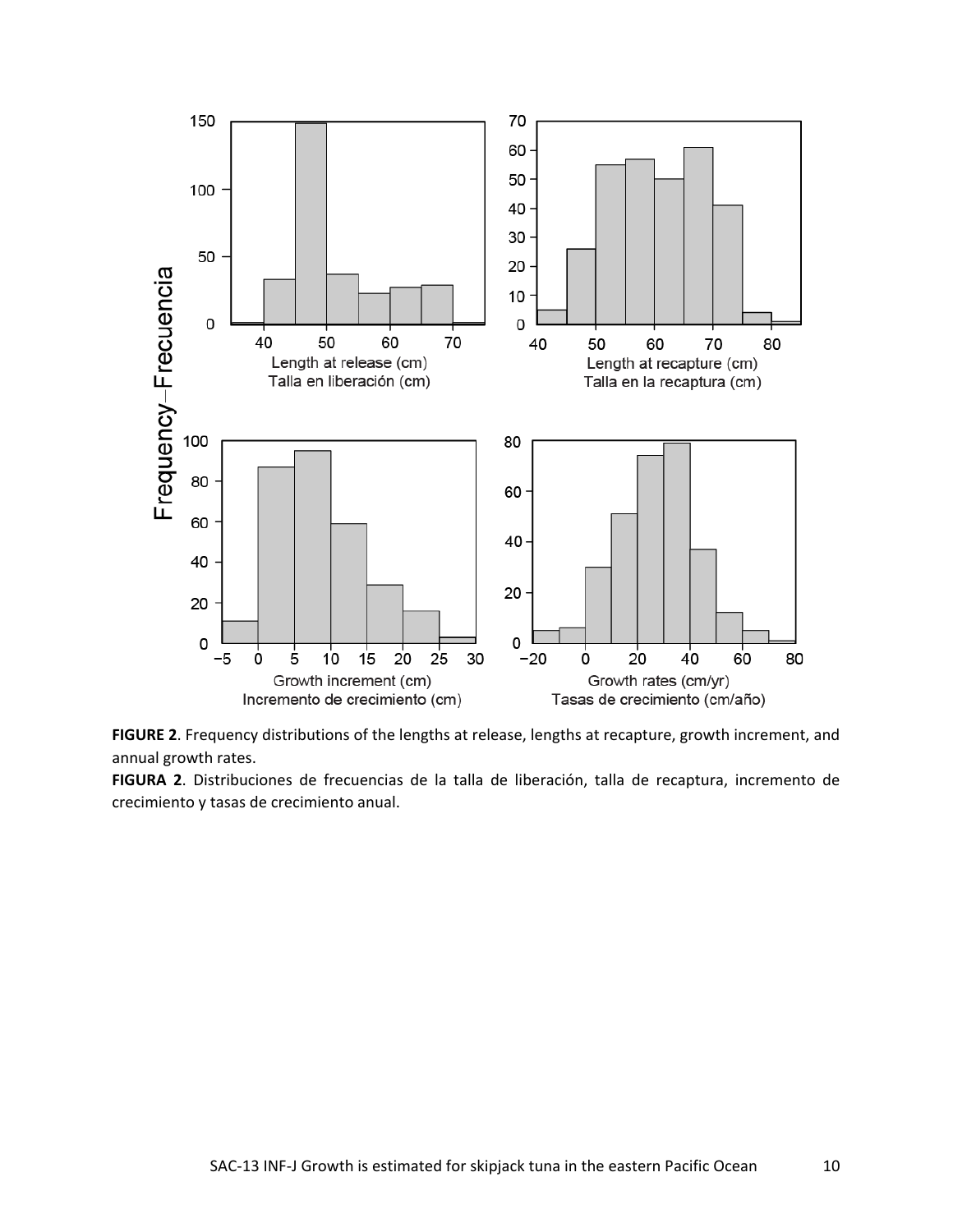**FIGURE 2**. Frequency distributions of the lengths at release, lengths at recapture, growth increment, and annual growth rates.

**FIGURA 2**. Distribuciones de frecuencias de la talla de liberación, talla de recaptura, incremento de crecimiento y tasas de crecimiento anual.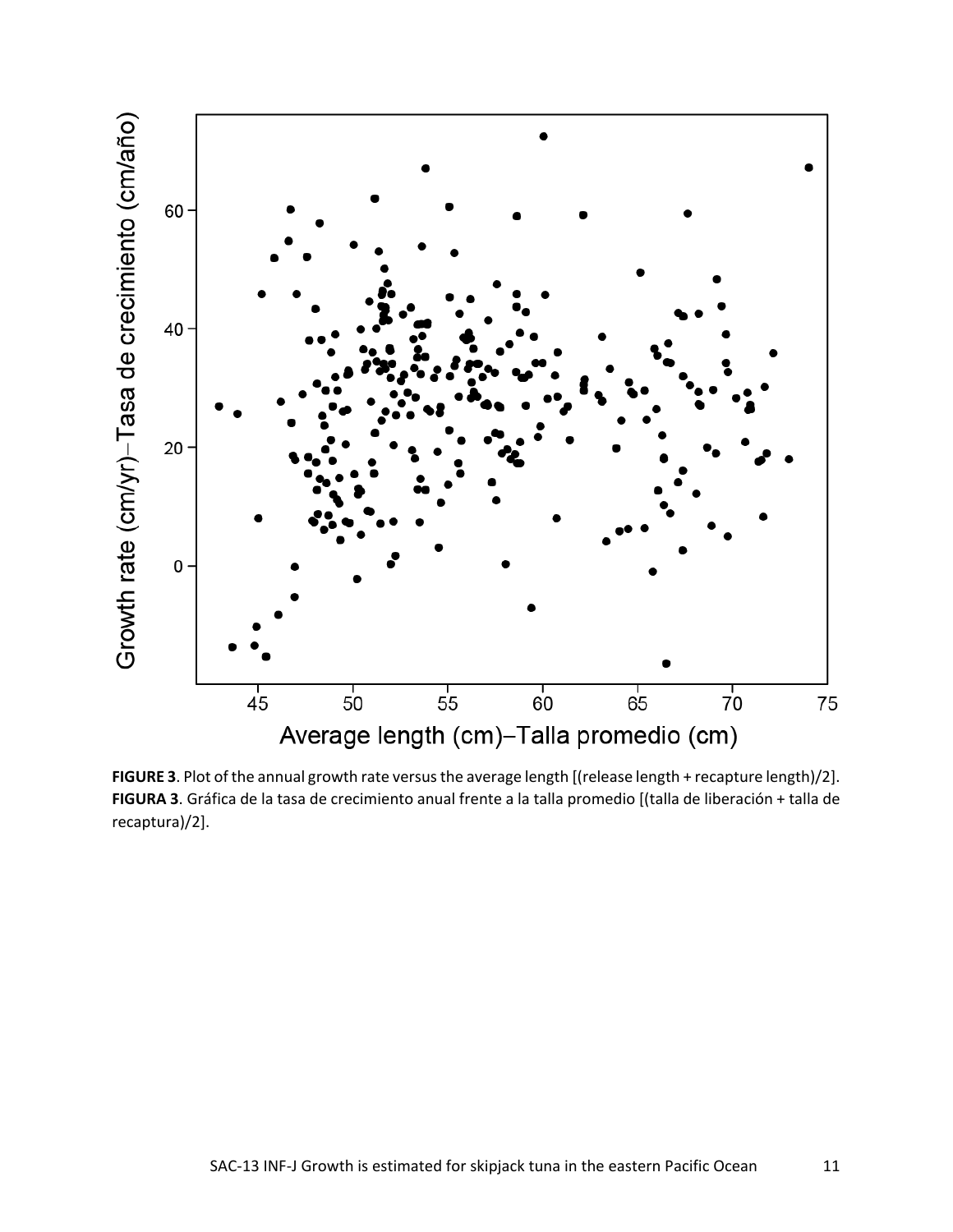**FIGURE 3**. Plot of the annual growth rate versus the average length [(release length + recapture length)/2].
**FIGURA 3**. Gráfica de la tasa de crecimiento anual frente a la talla promedio [(talla de liberación + talla de recaptura)/2].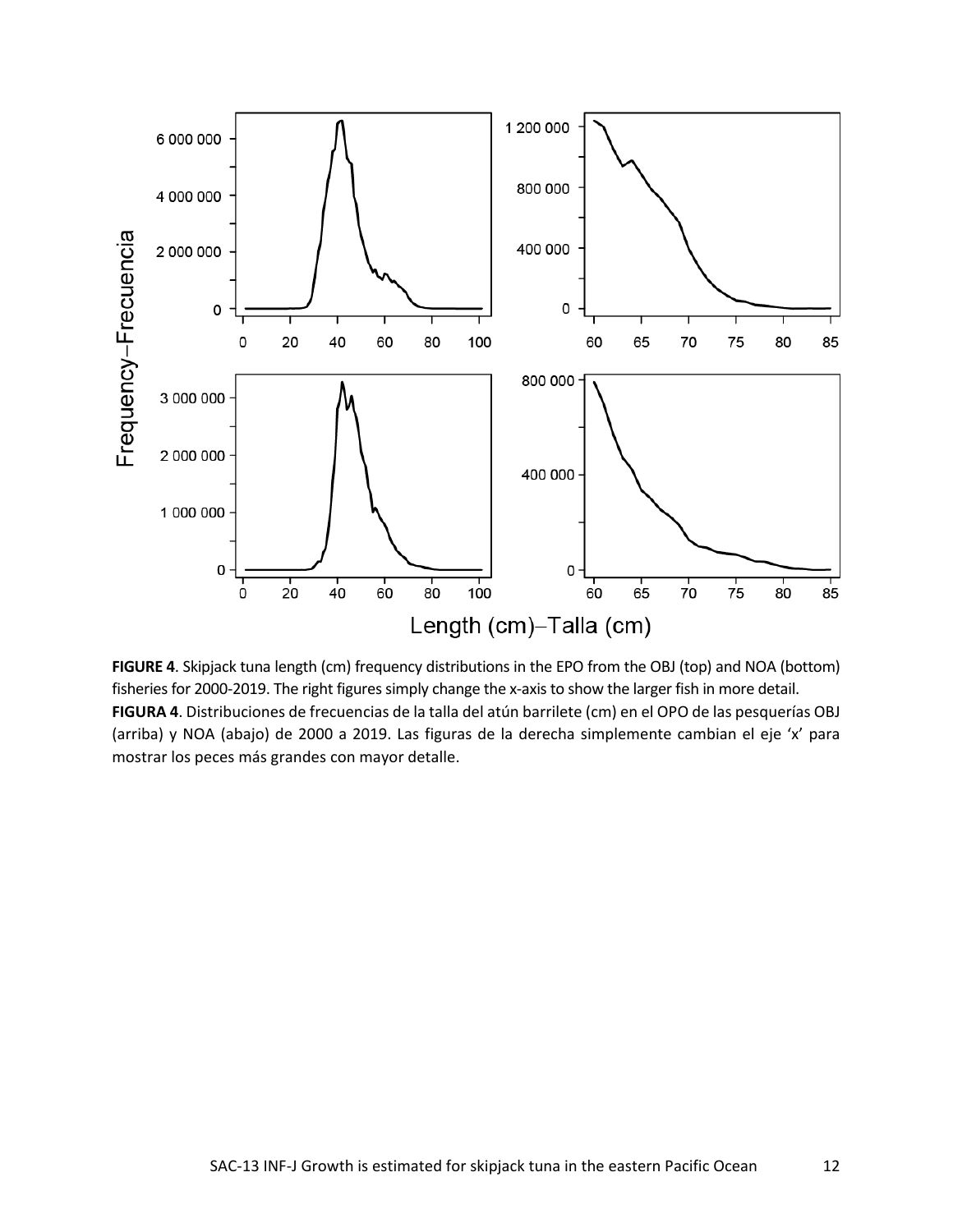**FIGURE 4**. Skipjack tuna length (cm) frequency distributions in the EPO from the OBJ (top) and NOA (bottom) fisheries for 2000-2019. The right figures simply change the x-axis to show the larger fish in more detail.

**FIGURA 4**. Distribuciones de frecuencias de la talla del atún barrilete (cm) en el OPO de las pesquerías OBJ (arriba) y NOA (abajo) de 2000 a 2019. Las figuras de la derecha simplemente cambian el eje 'x' para mostrar los peces más grandes con mayor detalle.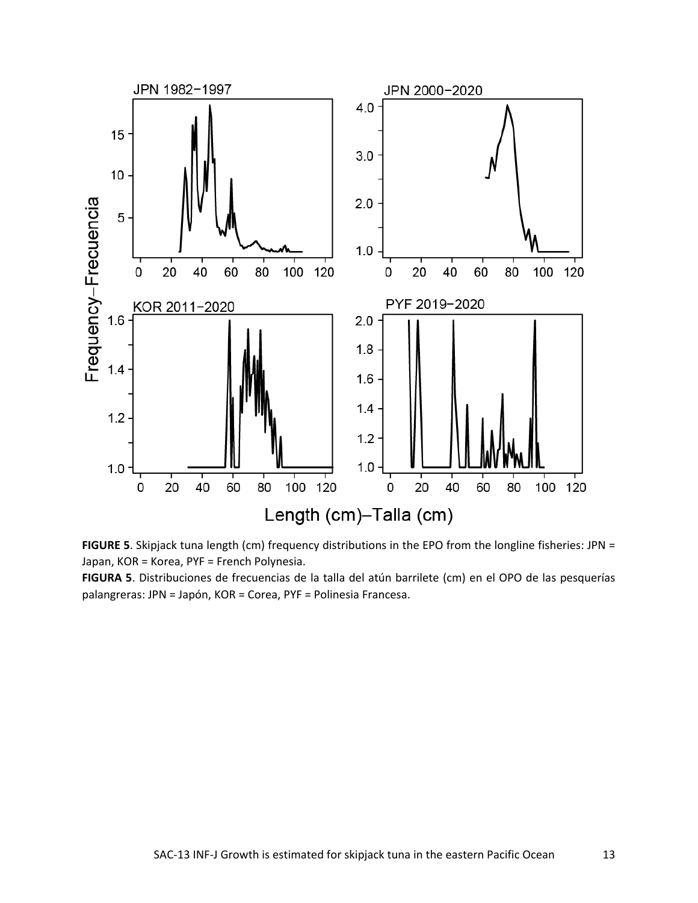**FIGURE 5**. Skipjack tuna length (cm) frequency distributions in the EPO from the longline fisheries: JPN = Japan, KOR = Korea, PYF = French Polynesia.

**FIGURA 5**. Distribuciones de frecuencias de la talla del atún barrilete (cm) en el OPO de las pesquerías palangreras: JPN = Japón, KOR = Corea, PYF = Polinesia Francesa.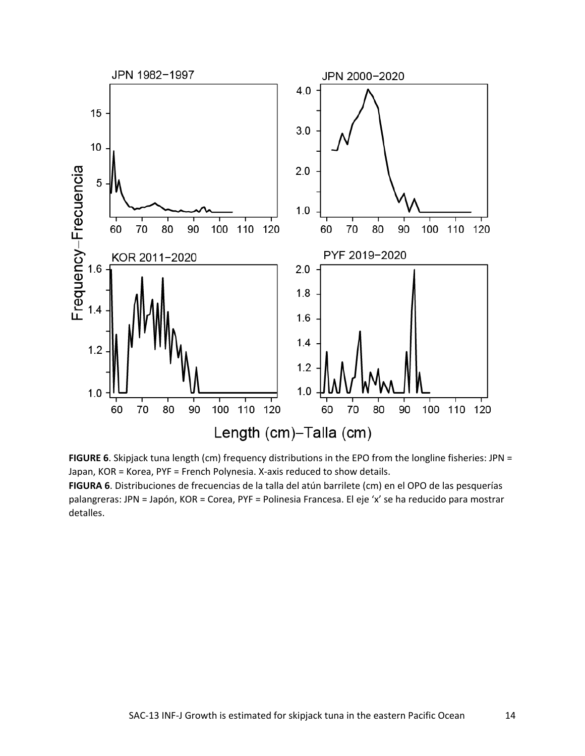**FIGURE 6**. Skipjack tuna length (cm) frequency distributions in the EPO from the longline fisheries: JPN = Japan, KOR = Korea, PYF = French Polynesia. X-axis reduced to show details.

**FIGURA 6**. Distribuciones de frecuencias de la talla del atún barrilete (cm) en el OPO de las pesquerías palangreras: JPN = Japón, KOR = Corea, PYF = Polinesia Francesa. El eje 'x' se ha reducido para mostrar detalles.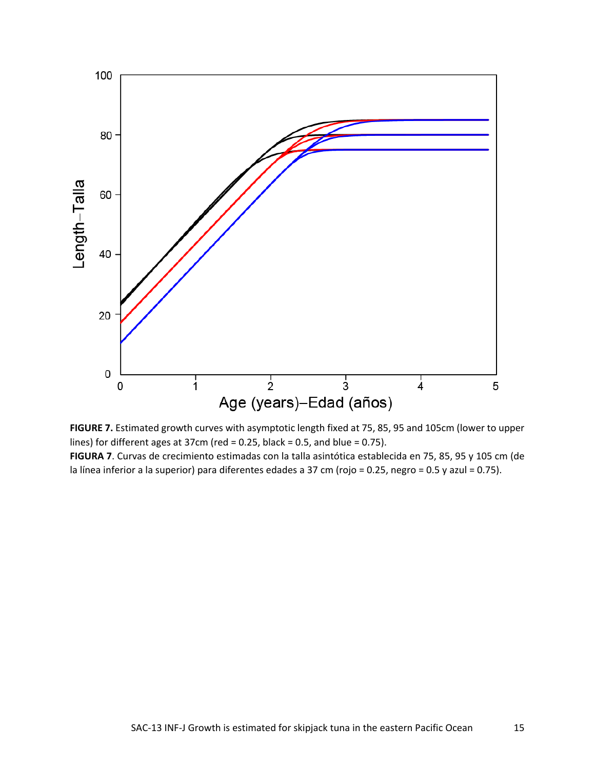**FIGURE 7.** Estimated growth curves with asymptotic length fixed at 75, 85, 95 and 105cm (lower to upper lines) for different ages at 37cm (red = 0.25, black = 0.5, and blue = 0.75).

**FIGURA 7**. Curvas de crecimiento estimadas con la talla asintótica establecida en 75, 85, 95 y 105 cm (de la línea inferior a la superior) para diferentes edades a 37 cm (rojo = 0.25, negro = 0.5 y azul = 0.75).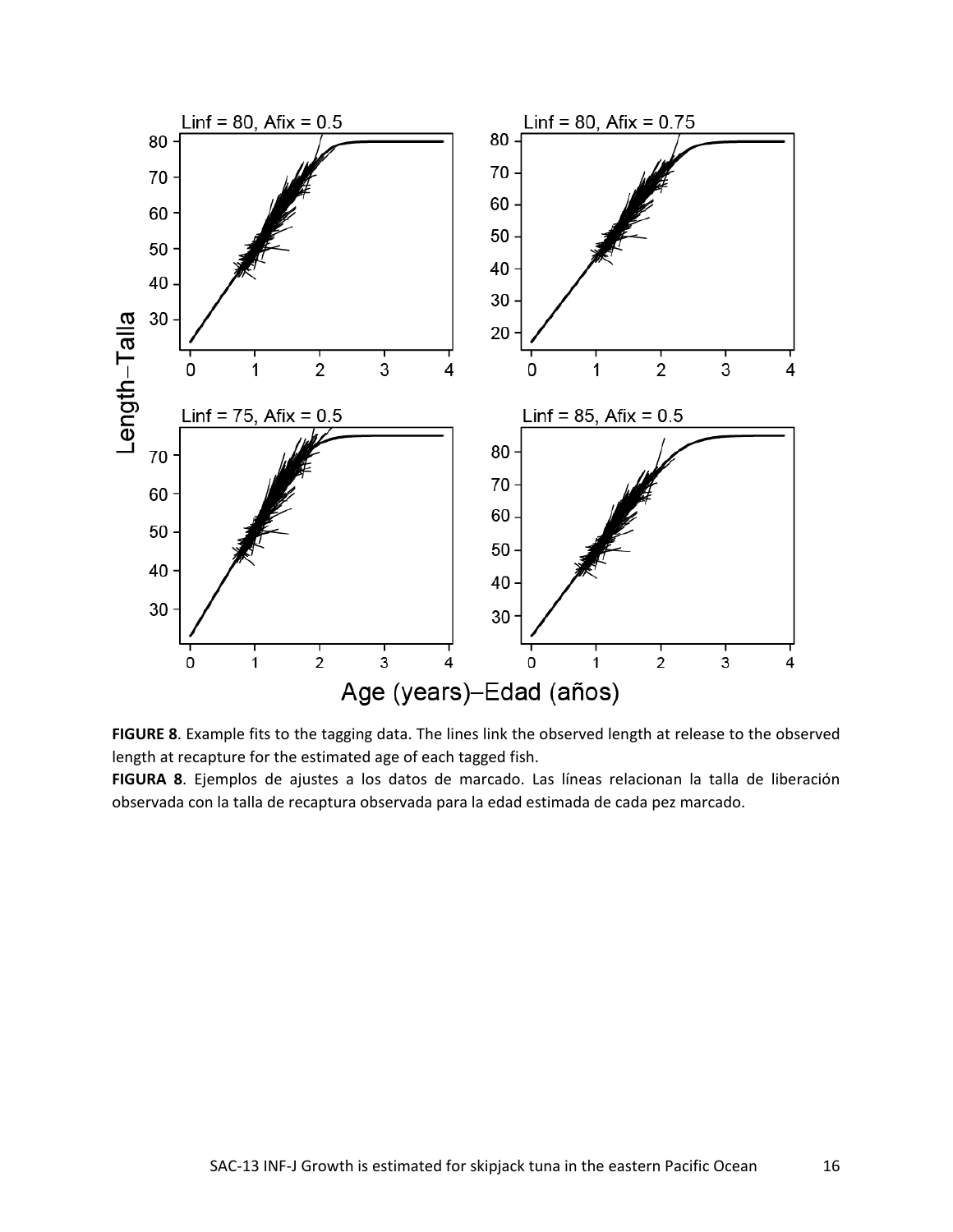**FIGURE 8**. Example fits to the tagging data. The lines link the observed length at release to the observed length at recapture for the estimated age of each tagged fish.

**FIGURA 8**. Ejemplos de ajustes a los datos de marcado. Las líneas relacionan la talla de liberación observada con la talla de recaptura observada para la edad estimada de cada pez marcado.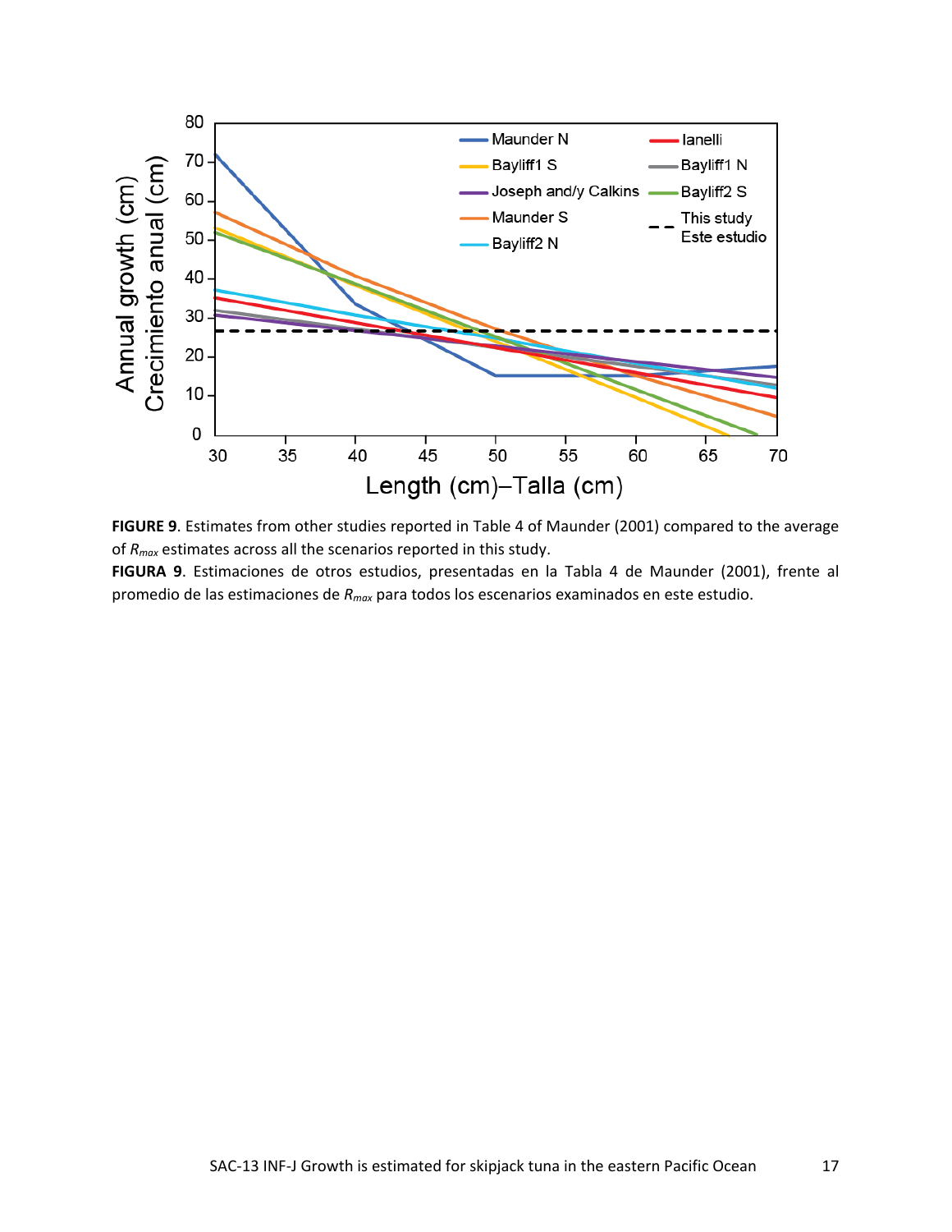**FIGURE 9**. Estimates from other studies reported in Table 4 of Maunder (2001) compared to the average of $R_{max}$ estimates across all the scenarios reported in this study.

**FIGURA 9**. Estimaciones de otros estudios, presentadas en la Tabla 4 de Maunder (2001), frente al promedio de las estimaciones de $R_{max}$ para todos los escenarios examinados en este estudio.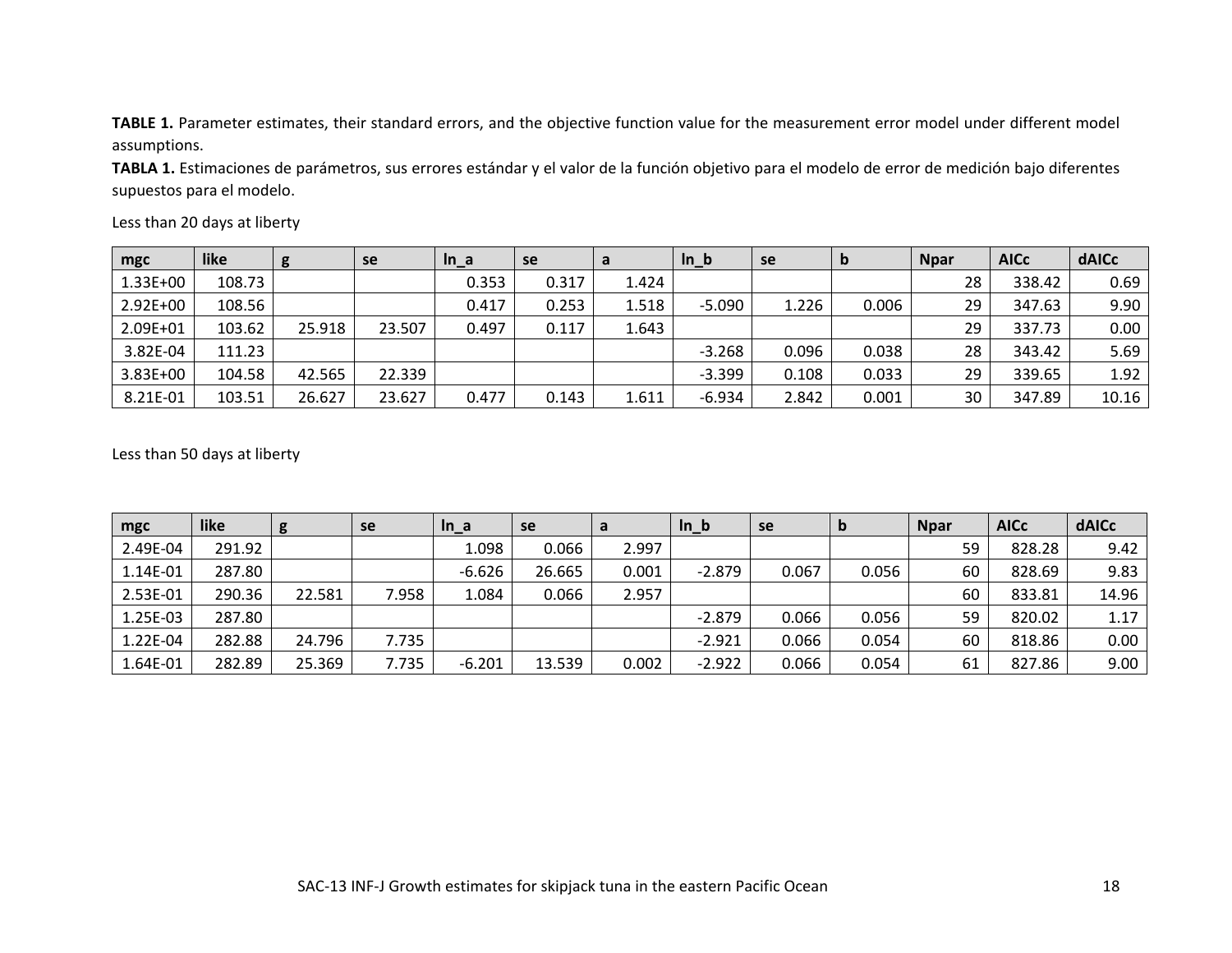**TABLE 1.** Parameter estimates, their standard errors, and the objective function value for the measurement error model under different model assumptions.

**TABLA 1.** Estimaciones de parámetros, sus errores estándar y el valor de la función objetivo para el modelo de error de medición bajo diferentes supuestos para el modelo.

Less than 20 days at liberty

| mgc | like | g | se | ln_a | se | a | ln_b | se | b | Npar | AICc | dAICc |
|---|---|---|---|---|---|---|---|---|---|---|---|---|
| 1.33E+00 | 108.73 | | | 0.353 | 0.317 | 1.424 | | | | 28 | 338.42 | 0.69 |
| 2.92E+00 | 108.56 | | | 0.417 | 0.253 | 1.518 | -5.090 | 1.226 | 0.006 | 29 | 347.63 | 9.90 |
| 2.09E+01 | 103.62 | 25.918 | 23.507 | 0.497 | 0.117 | 1.643 | | | | 29 | 337.73 | 0.00 |
| 3.82E-04 | 111.23 | | | | | | -3.268 | 0.096 | 0.038 | 28 | 343.42 | 5.69 |
| 3.83E+00 | 104.58 | 42.565 | 22.339 | | | | -3.399 | 0.108 | 0.033 | 29 | 339.65 | 1.92 |
| 8.21E-01 | 103.51 | 26.627 | 23.627 | 0.477 | 0.143 | 1.611 | -6.934 | 2.842 | 0.001 | 30 | 347.89 | 10.16 |

Less than 50 days at liberty

| mgc | like | g | se | ln_a | se | a | ln_b | se | b | Npar | AICc | dAICc |
|---|---|---|---|---|---|---|---|---|---|---|---|---|
| 2.49E-04 | 291.92 | | | 1.098 | 0.066 | 2.997 | | | | 59 | 828.28 | 9.42 |
| 1.14E-01 | 287.80 | | | -6.626 | 26.665 | 0.001 | -2.879 | 0.067 | 0.056 | 60 | 828.69 | 9.83 |
| 2.53E-01 | 290.36 | 22.581 | 7.958 | 1.084 | 0.066 | 2.957 | | | | 60 | 833.81 | 14.96 |
| 1.25E-03 | 287.80 | | | | | | -2.879 | 0.066 | 0.056 | 59 | 820.02 | 1.17 |
| 1.22E-04 | 282.88 | 24.796 | 7.735 | | | | -2.921 | 0.066 | 0.054 | 60 | 818.86 | 0.00 |
| 1.64E-01 | 282.89 | 25.369 | 7.735 | -6.201 | 13.539 | 0.002 | -2.922 | 0.066 | 0.054 | 61 | 827.86 | 9.00 |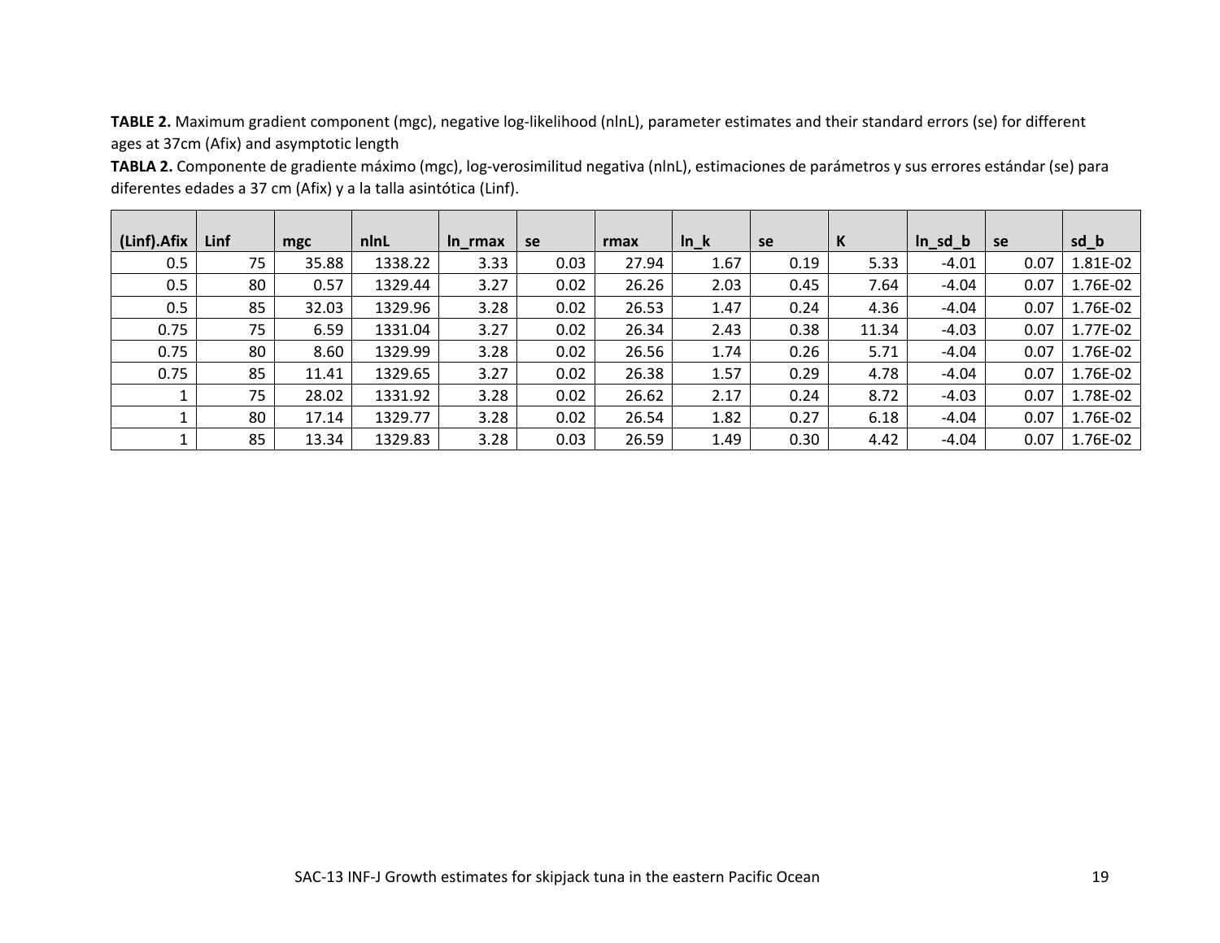**TABLE 2.** Maximum gradient component (mgc), negative log-likelihood (nlnL), parameter estimates and their standard errors (se) for different ages at 37cm (Afix) and asymptotic length

**TABLA 2.** Componente de gradiente máximo (mgc), log-verosimilitud negativa (nlnL), estimaciones de parámetros y sus errores estándar (se) para diferentes edades a 37 cm (Afix) y a la talla asintótica (Linf).

| (Linf).Afix | Linf | mgc | nlnL | ln_rmax | se | rmax | ln_k | se | K | ln_sd_b | se | sd_b |
|---|---|---|---|---|---|---|---|---|---|---|---|---|
| 0.5 | 75 | 35.88 | 1338.22 | 3.33 | 0.03 | 27.94 | 1.67 | 0.19 | 5.33 | -4.01 | 0.07 | 1.81E-02 |
| 0.5 | 80 | 0.57 | 1329.44 | 3.27 | 0.02 | 26.26 | 2.03 | 0.45 | 7.64 | -4.04 | 0.07 | 1.76E-02 |
| 0.5 | 85 | 32.03 | 1329.96 | 3.28 | 0.02 | 26.53 | 1.47 | 0.24 | 4.36 | -4.04 | 0.07 | 1.76E-02 |
| 0.75 | 75 | 6.59 | 1331.04 | 3.27 | 0.02 | 26.34 | 2.43 | 0.38 | 11.34 | -4.03 | 0.07 | 1.77E-02 |
| 0.75 | 80 | 8.60 | 1329.99 | 3.28 | 0.02 | 26.56 | 1.74 | 0.26 | 5.71 | -4.04 | 0.07 | 1.76E-02 |
| 0.75 | 85 | 11.41 | 1329.65 | 3.27 | 0.02 | 26.38 | 1.57 | 0.29 | 4.78 | -4.04 | 0.07 | 1.76E-02 |
| 1 | 75 | 28.02 | 1331.92 | 3.28 | 0.02 | 26.62 | 2.17 | 0.24 | 8.72 | -4.03 | 0.07 | 1.78E-02 |
| 1 | 80 | 17.14 | 1329.77 | 3.28 | 0.02 | 26.54 | 1.82 | 0.27 | 6.18 | -4.04 | 0.07 | 1.76E-02 |
| 1 | 85 | 13.34 | 1329.83 | 3.28 | 0.03 | 26.59 | 1.49 | 0.30 | 4.42 | -4.04 | 0.07 | 1.76E-02 |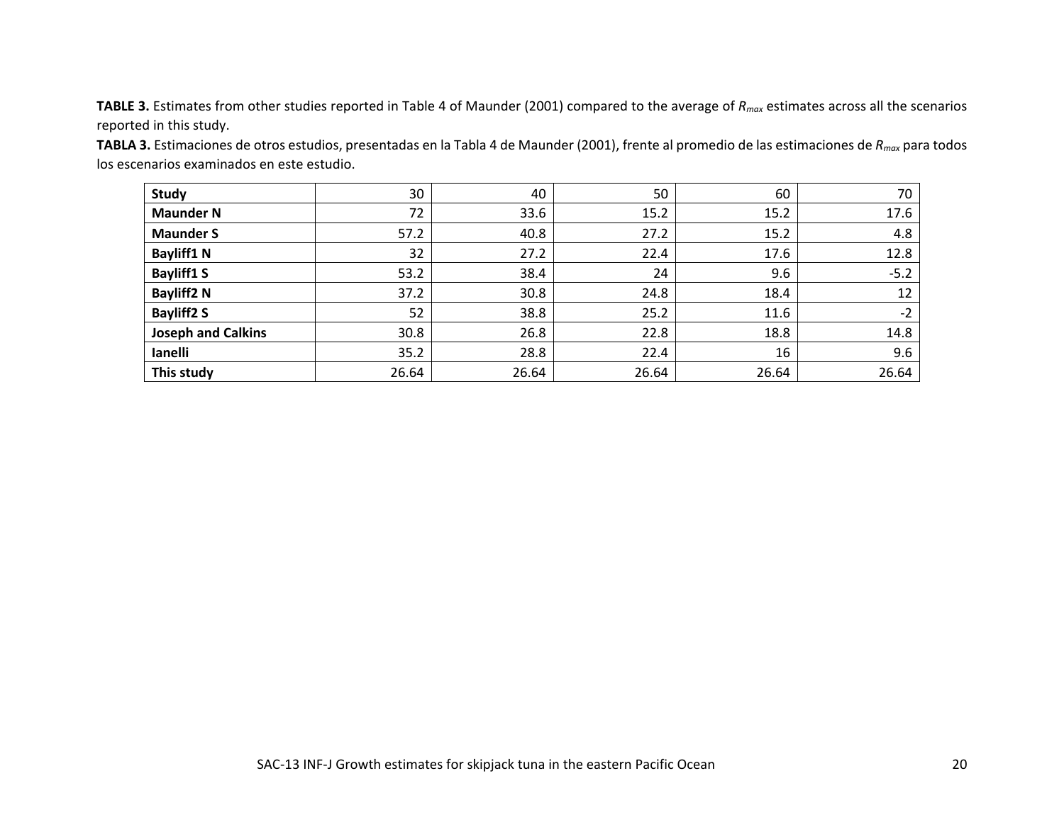**TABLE 3.** Estimates from other studies reported in Table 4 of Maunder (2001) compared to the average of $R_{max}$ estimates across all the scenarios reported in this study.

**TABLA 3.** Estimaciones de otros estudios, presentadas en la Tabla 4 de Maunder (2001), frente al promedio de las estimaciones de $R_{max}$ para todos los escenarios examinados en este estudio.

| **Study** | 30 | 40 | 50 | 60 | 70 |
|---|---|---|---|---|---|
| **Maunder N** | 72 | 33.6 | 15.2 | 15.2 | 17.6 |
| **Maunder S** | 57.2 | 40.8 | 27.2 | 15.2 | 4.8 |
| **Bayliff1 N** | 32 | 27.2 | 22.4 | 17.6 | 12.8 |
| **Bayliff1 S** | 53.2 | 38.4 | 24 | 9.6 | -5.2 |
| **Bayliff2 N** | 37.2 | 30.8 | 24.8 | 18.4 | 12 |
| **Bayliff2 S** | 52 | 38.8 | 25.2 | 11.6 | -2 |
| **Joseph and Calkins** | 30.8 | 26.8 | 22.8 | 18.8 | 14.8 |
| **Ianelli** | 35.2 | 28.8 | 22.4 | 16 | 9.6 |
| **This study** | 26.64 | 26.64 | 26.64 | 26.64 | 26.64 |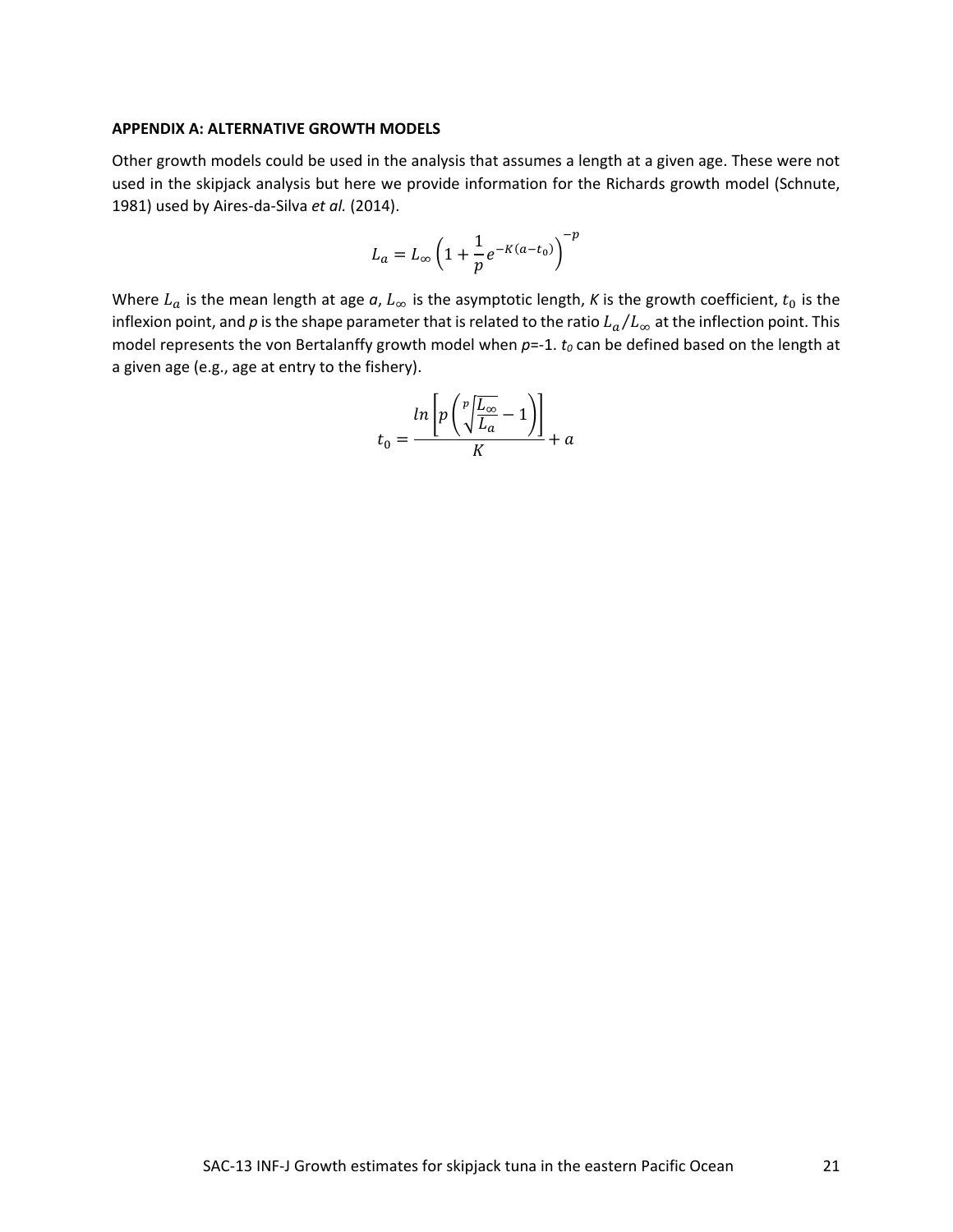**APPENDIX A: ALTERNATIVE GROWTH MODELS**

Other growth models could be used in the analysis that assumes a length at a given age. These were not used in the skipjack analysis but here we provide information for the Richards growth model (Schnute, 1981) used by Aires-da-Silva *et al.* (2014).

$$L_a = L_\infty \left(1 + \frac{1}{p} e^{-K(a-t_0)}\right)^{-p}$$

Where $L_a$ is the mean length at age *a*, $L_\infty$ is the asymptotic length, *K* is the growth coefficient, $t_0$ is the inflexion point, and *p* is the shape parameter that is related to the ratio $L_a/L_\infty$ at the inflection point. This model represents the von Bertalanffy growth model when *p*=-1. $t_0$ can be defined based on the length at a given age (e.g., age at entry to the fishery).

$$t_0 = \frac{ln\left[p\left(\sqrt[p]{\frac{L_\infty}{L_a}} - 1\right)\right]}{K} + a$$